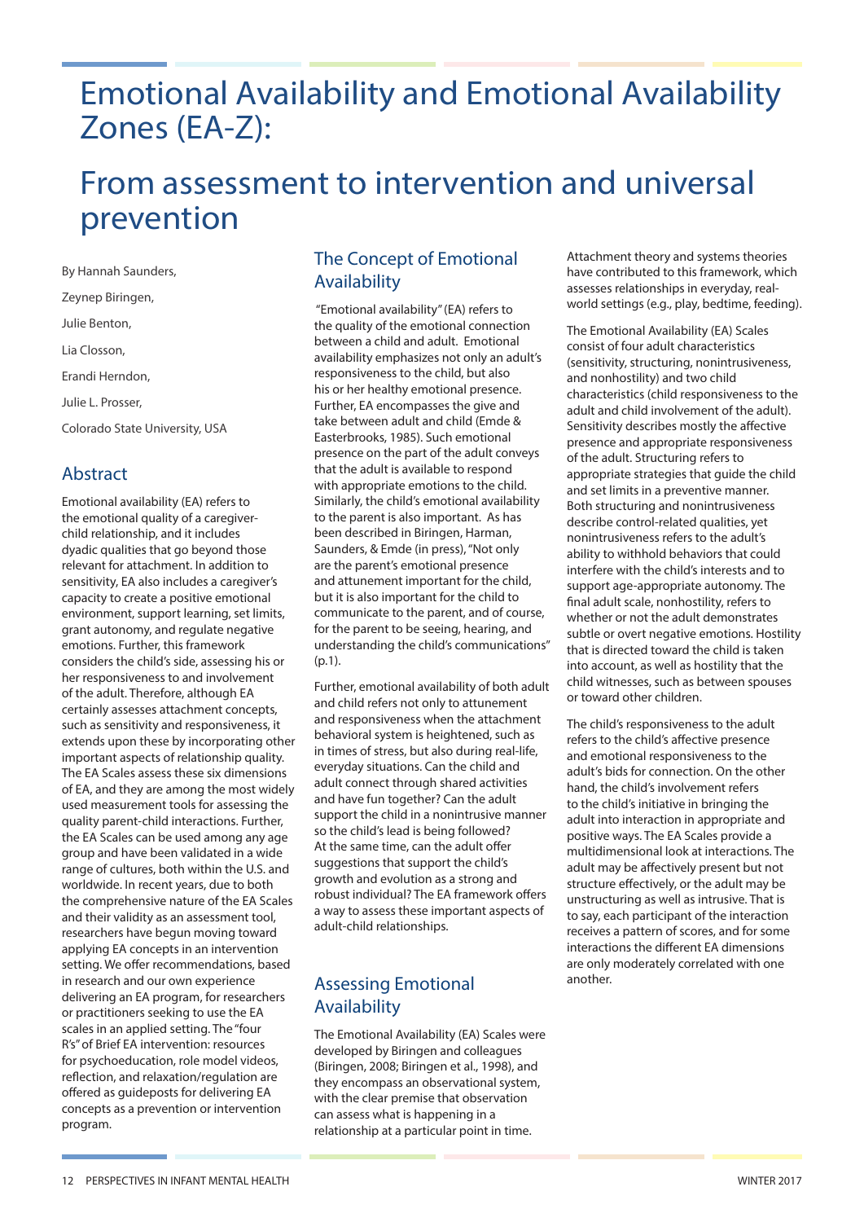# Emotional Availability and Emotional Availability Zones (EA-Z):

# From assessment to intervention and universal prevention

By Hannah Saunders,

Zeynep Biringen,

Julie Benton,

Lia Closson,

Erandi Herndon,

Julie L. Prosser,

Colorado State University, USA

## Abstract

Emotional availability (EA) refers to the emotional quality of a caregiver-child relationship, and it includes dyadic qualities that go beyond those relevant for attachment. In addition to sensitivity, EA also includes a caregiver's capacity to create a positive emotional environment, support learning, set limits, grant autonomy, and regulate negative emotions. Further, this framework considers the child's side, assessing his or her responsiveness to and involvement of the adult. Therefore, although EA certainly assesses attachment concepts, such as sensitivity and responsiveness, it extends upon these by incorporating other important aspects of relationship quality. The EA Scales assess these six dimensions of EA, and they are among the most widely used measurement tools for assessing the quality parent-child interactions. Further, the EA Scales can be used among any age group and have been validated in a wide range of cultures, both within the U.S. and worldwide. In recent years, due to both the comprehensive nature of the EA Scales and their validity as an assessment tool, researchers have begun moving toward applying EA concepts in an intervention setting. We offer recommendations, based in research and our own experience delivering an EA program, for researchers or practitioners seeking to use the EA scales in an applied setting. The "four R's" of Brief EA intervention: resources for psychoeducation, role model videos, reflection, and relaxation/regulation are offered as guideposts for delivering EA concepts as a prevention or intervention program.

## The Concept of Emotional Availability

"Emotional availability" (EA) refers to the quality of the emotional connection between a child and adult. Emotional availability emphasizes not only an adult's responsiveness to the child, but also his or her healthy emotional presence. Further, EA encompasses the give and take between adult and child (Emde & Easterbrooks, 1985). Such emotional presence on the part of the adult conveys that the adult is available to respond with appropriate emotions to the child. Similarly, the child's emotional availability to the parent is also important. As has been described in Biringen, Harman, Saunders, & Emde (in press), "Not only are the parent's emotional presence and attunement important for the child, but it is also important for the child to communicate to the parent, and of course, for the parent to be seeing, hearing, and understanding the child's communications" (p.1).

Further, emotional availability of both adult and child refers not only to attunement and responsiveness when the attachment behavioral system is heightened, such as in times of stress, but also during real-life, everyday situations. Can the child and adult connect through shared activities and have fun together? Can the adult support the child in a nonintrusive manner so the child's lead is being followed? At the same time, can the adult offer suggestions that support the child's growth and evolution as a strong and robust individual? The EA framework offers a way to assess these important aspects of adult-child relationships.

## Assessing Emotional Availability

The Emotional Availability (EA) Scales were developed by Biringen and colleagues (Biringen, 2008; Biringen et al., 1998), and they encompass an observational system, with the clear premise that observation can assess what is happening in a relationship at a particular point in time. Attachment theory and systems theories have contributed to this framework, which assesses relationships in everyday, real-world settings (e.g., play, bedtime, feeding).

The Emotional Availability (EA) Scales consist of four adult characteristics (sensitivity, structuring, nonintrusiveness, and nonhostility) and two child characteristics (child responsiveness to the adult and child involvement of the adult). Sensitivity describes mostly the affective presence and appropriate responsiveness of the adult. Structuring refers to appropriate strategies that guide the child and set limits in a preventive manner. Both structuring and nonintrusiveness describe control-related qualities, yet nonintrusiveness refers to the adult's ability to withhold behaviors that could interfere with the child's interests and to support age-appropriate autonomy. The final adult scale, nonhostility, refers to whether or not the adult demonstrates subtle or overt negative emotions. Hostility that is directed toward the child is taken into account, as well as hostility that the child witnesses, such as between spouses or toward other children.

The child's responsiveness to the adult refers to the child's affective presence and emotional responsiveness to the adult's bids for connection. On the other hand, the child's involvement refers to the child's initiative in bringing the adult into interaction in appropriate and positive ways. The EA Scales provide a multidimensional look at interactions. The adult may be affectively present but not structure effectively, or the adult may be unstructuring as well as intrusive. That is to say, each participant of the interaction receives a pattern of scores, and for some interactions the different EA dimensions are only moderately correlated with one another.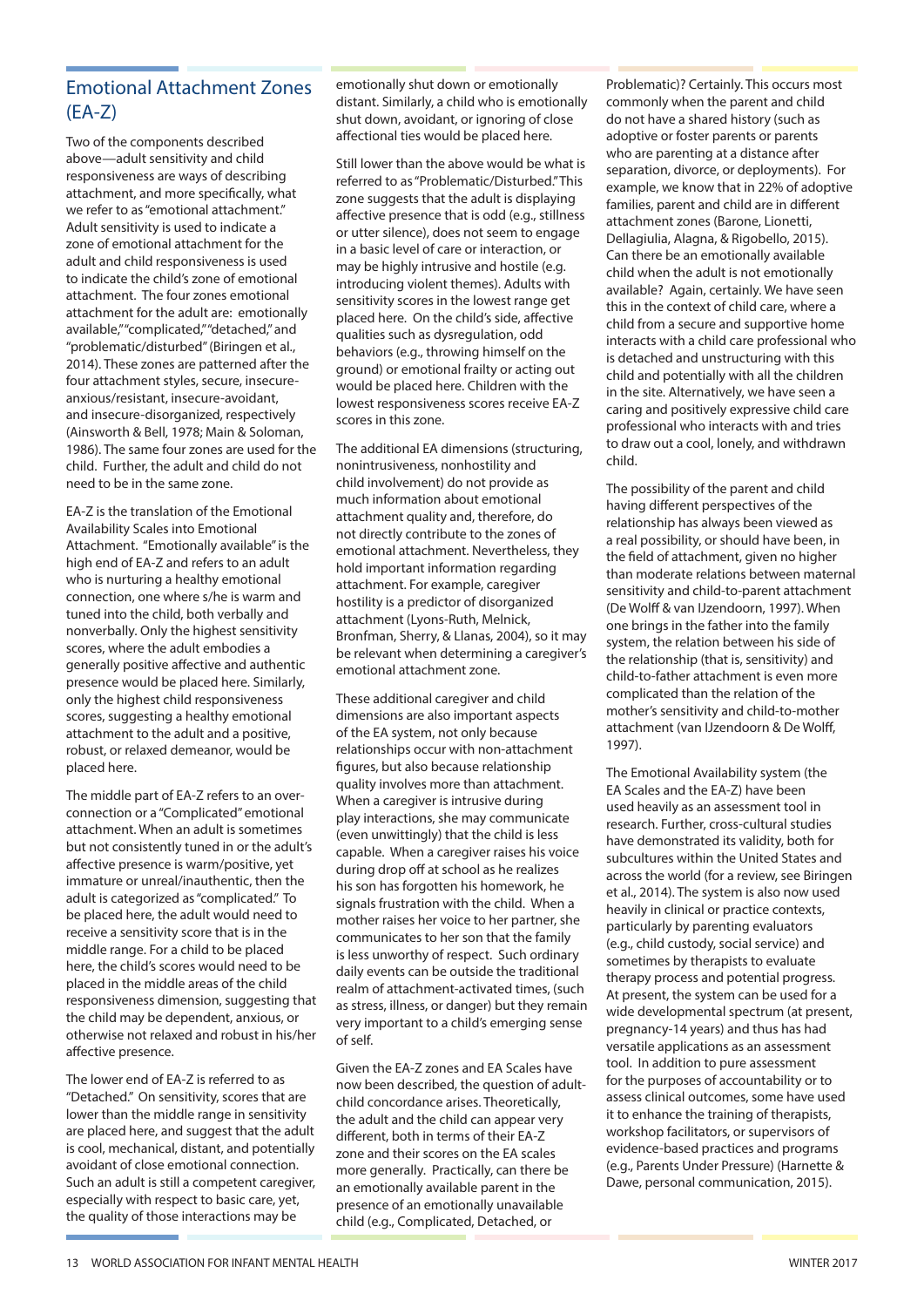## Emotional Attachment Zones (EA-Z)

Two of the components described above—adult sensitivity and child responsiveness are ways of describing attachment, and more specifically, what we refer to as "emotional attachment." Adult sensitivity is used to indicate a zone of emotional attachment for the adult and child responsiveness is used to indicate the child's zone of emotional attachment. The four zones emotional attachment for the adult are: emotionally available," "complicated," "detached," and "problematic/disturbed" (Biringen et al., 2014). These zones are patterned after the four attachment styles, secure, insecure-anxious/resistant, insecure-avoidant, and insecure-disorganized, respectively (Ainsworth & Bell, 1978; Main & Soloman, 1986). The same four zones are used for the child. Further, the adult and child do not need to be in the same zone.

EA-Z is the translation of the Emotional Availability Scales into Emotional Attachment. "Emotionally available" is the high end of EA-Z and refers to an adult who is nurturing a healthy emotional connection, one where s/he is warm and tuned into the child, both verbally and nonverbally. Only the highest sensitivity scores, where the adult embodies a generally positive affective and authentic presence would be placed here. Similarly, only the highest child responsiveness scores, suggesting a healthy emotional attachment to the adult and a positive, robust, or relaxed demeanor, would be placed here.

The middle part of EA-Z refers to an over-connection or a "Complicated" emotional attachment. When an adult is sometimes but not consistently tuned in or the adult's affective presence is warm/positive, yet immature or unreal/inauthentic, then the adult is categorized as "complicated." To be placed here, the adult would need to receive a sensitivity score that is in the middle range. For a child to be placed here, the child's scores would need to be placed in the middle areas of the child responsiveness dimension, suggesting that the child may be dependent, anxious, or otherwise not relaxed and robust in his/her affective presence.

The lower end of EA-Z is referred to as "Detached." On sensitivity, scores that are lower than the middle range in sensitivity are placed here, and suggest that the adult is cool, mechanical, distant, and potentially avoidant of close emotional connection. Such an adult is still a competent caregiver, especially with respect to basic care, yet, the quality of those interactions may be emotionally shut down or emotionally distant. Similarly, a child who is emotionally shut down, avoidant, or ignoring of close affectional ties would be placed here.

Still lower than the above would be what is referred to as "Problematic/Disturbed." This zone suggests that the adult is displaying affective presence that is odd (e.g., stillness or utter silence), does not seem to engage in a basic level of care or interaction, or may be highly intrusive and hostile (e.g. introducing violent themes). Adults with sensitivity scores in the lowest range get placed here. On the child's side, affective qualities such as dysregulation, odd behaviors (e.g., throwing himself on the ground) or emotional frailty or acting out would be placed here. Children with the lowest responsiveness scores receive EA-Z scores in this zone.

The additional EA dimensions (structuring, nonintrusiveness, nonhostility and child involvement) do not provide as much information about emotional attachment quality and, therefore, do not directly contribute to the zones of emotional attachment. Nevertheless, they hold important information regarding attachment. For example, caregiver hostility is a predictor of disorganized attachment (Lyons-Ruth, Melnick, Bronfman, Sherry, & Llanas, 2004), so it may be relevant when determining a caregiver's emotional attachment zone.

These additional caregiver and child dimensions are also important aspects of the EA system, not only because relationships occur with non-attachment figures, but also because relationship quality involves more than attachment. When a caregiver is intrusive during play interactions, she may communicate (even unwittingly) that the child is less capable. When a caregiver raises his voice during drop off at school as he realizes his son has forgotten his homework, he signals frustration with the child. When a mother raises her voice to her partner, she communicates to her son that the family is less unworthy of respect. Such ordinary daily events can be outside the traditional realm of attachment-activated times, (such as stress, illness, or danger) but they remain very important to a child's emerging sense of self.

Given the EA-Z zones and EA Scales have now been described, the question of adult-child concordance arises. Theoretically, the adult and the child can appear very different, both in terms of their EA-Z zone and their scores on the EA scales more generally. Practically, can there be an emotionally available parent in the presence of an emotionally unavailable child (e.g., Complicated, Detached, or Problematic)? Certainly. This occurs most commonly when the parent and child do not have a shared history (such as adoptive or foster parents or parents who are parenting at a distance after separation, divorce, or deployments). For example, we know that in 22% of adoptive families, parent and child are in different attachment zones (Barone, Lionetti, Dellagiulia, Alagna, & Rigobello, 2015). Can there be an emotionally available child when the adult is not emotionally available? Again, certainly. We have seen this in the context of child care, where a child from a secure and supportive home interacts with a child care professional who is detached and unstructuring with this child and potentially with all the children in the site. Alternatively, we have seen a caring and positively expressive child care professional who interacts with and tries to draw out a cool, lonely, and withdrawn child.

The possibility of the parent and child having different perspectives of the relationship has always been viewed as a real possibility, or should have been, in the field of attachment, given no higher than moderate relations between maternal sensitivity and child-to-parent attachment (De Wolff & van IJzendoorn, 1997). When one brings in the father into the family system, the relation between his side of the relationship (that is, sensitivity) and child-to-father attachment is even more complicated than the relation of the mother's sensitivity and child-to-mother attachment (van IJzendoorn & De Wolff, 1997).

The Emotional Availability system (the EA Scales and the EA-Z) have been used heavily as an assessment tool in research. Further, cross-cultural studies have demonstrated its validity, both for subcultures within the United States and across the world (for a review, see Biringen et al., 2014). The system is also now used heavily in clinical or practice contexts, particularly by parenting evaluators (e.g., child custody, social service) and sometimes by therapists to evaluate therapy process and potential progress. At present, the system can be used for a wide developmental spectrum (at present, pregnancy-14 years) and thus has had versatile applications as an assessment tool. In addition to pure assessment for the purposes of accountability or to assess clinical outcomes, some have used it to enhance the training of therapists, workshop facilitators, or supervisors of evidence-based practices and programs (e.g., Parents Under Pressure) (Harnette & Dawe, personal communication, 2015).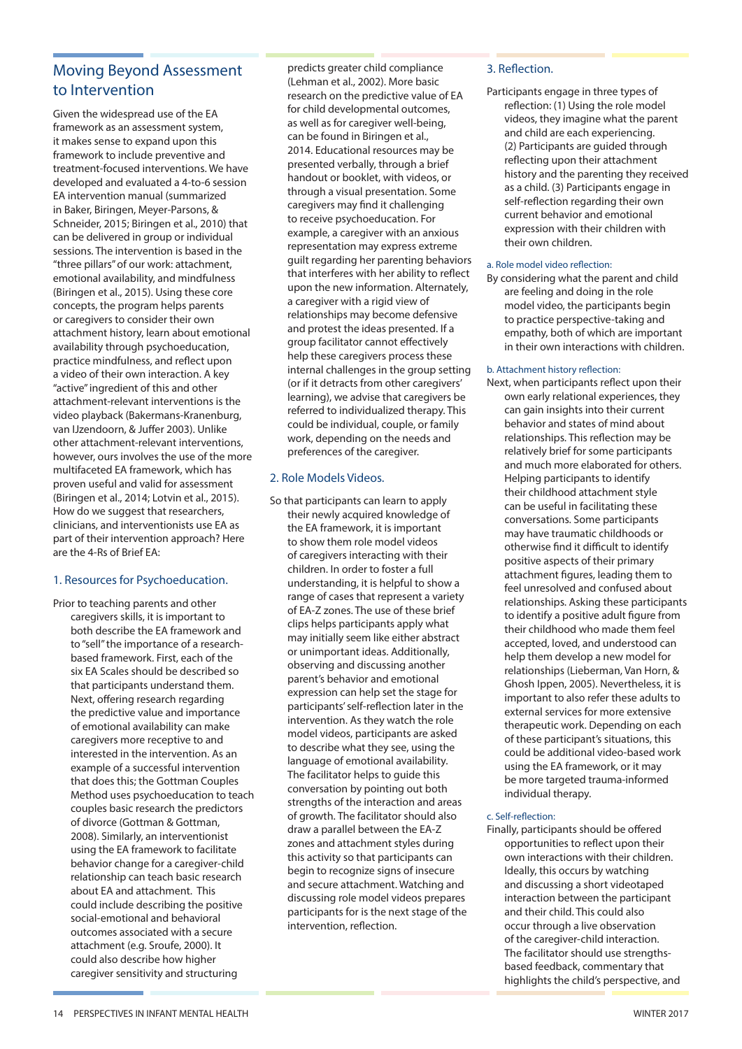## Moving Beyond Assessment to Intervention

Given the widespread use of the EA framework as an assessment system, it makes sense to expand upon this framework to include preventive and treatment-focused interventions. We have developed and evaluated a 4-to-6 session EA intervention manual (summarized in Baker, Biringen, Meyer-Parsons, & Schneider, 2015; Biringen et al., 2010) that can be delivered in group or individual sessions. The intervention is based in the "three pillars" of our work: attachment, emotional availability, and mindfulness (Biringen et al., 2015). Using these core concepts, the program helps parents or caregivers to consider their own attachment history, learn about emotional availability through psychoeducation, practice mindfulness, and reflect upon a video of their own interaction. A key "active" ingredient of this and other attachment-relevant interventions is the video playback (Bakermans-Kranenburg, van IJzendoorn, & Juffer 2003). Unlike other attachment-relevant interventions, however, ours involves the use of the more multifaceted EA framework, which has proven useful and valid for assessment (Biringen et al., 2014; Lotvin et al., 2015). How do we suggest that researchers, clinicians, and interventionists use EA as part of their intervention approach? Here are the 4-Rs of Brief EA:

### 1. Resources for Psychoeducation.

Prior to teaching parents and other caregivers skills, it is important to both describe the EA framework and to "sell" the importance of a research-based framework. First, each of the six EA Scales should be described so that participants understand them. Next, offering research regarding the predictive value and importance of emotional availability can make caregivers more receptive to and interested in the intervention. As an example of a successful intervention that does this; the Gottman Couples Method uses psychoeducation to teach couples basic research the predictors of divorce (Gottman & Gottman, 2008). Similarly, an interventionist using the EA framework to facilitate behavior change for a caregiver-child relationship can teach basic research about EA and attachment. This could include describing the positive social-emotional and behavioral outcomes associated with a secure attachment (e.g. Sroufe, 2000). It could also describe how higher caregiver sensitivity and structuring predicts greater child compliance (Lehman et al., 2002). More basic research on the predictive value of EA for child developmental outcomes, as well as for caregiver well-being, can be found in Biringen et al., 2014. Educational resources may be presented verbally, through a brief handout or booklet, with videos, or through a visual presentation. Some caregivers may find it challenging to receive psychoeducation. For example, a caregiver with an anxious representation may express extreme guilt regarding her parenting behaviors that interferes with her ability to reflect upon the new information. Alternately, a caregiver with a rigid view of relationships may become defensive and protest the ideas presented. If a group facilitator cannot effectively help these caregivers process these internal challenges in the group setting (or if it detracts from other caregivers' learning), we advise that caregivers be referred to individualized therapy. This could be individual, couple, or family work, depending on the needs and preferences of the caregiver.

### 2. Role Models Videos.

So that participants can learn to apply their newly acquired knowledge of the EA framework, it is important to show them role model videos of caregivers interacting with their children. In order to foster a full understanding, it is helpful to show a range of cases that represent a variety of EA-Z zones. The use of these brief clips helps participants apply what may initially seem like either abstract or unimportant ideas. Additionally, observing and discussing another parent's behavior and emotional expression can help set the stage for participants' self-reflection later in the intervention. As they watch the role model videos, participants are asked to describe what they see, using the language of emotional availability. The facilitator helps to guide this conversation by pointing out both strengths of the interaction and areas of growth. The facilitator should also draw a parallel between the EA-Z zones and attachment styles during this activity so that participants can begin to recognize signs of insecure and secure attachment. Watching and discussing role model videos prepares participants for is the next stage of the intervention, reflection.

### 3. Reflection.

Participants engage in three types of reflection: (1) Using the role model videos, they imagine what the parent and child are each experiencing. (2) Participants are guided through reflecting upon their attachment history and the parenting they received as a child. (3) Participants engage in self-reflection regarding their own current behavior and emotional expression with their children with their own children.

#### a. Role model video reflection:

By considering what the parent and child are feeling and doing in the role model video, the participants begin to practice perspective-taking and empathy, both of which are important in their own interactions with children.

#### b. Attachment history reflection:

Next, when participants reflect upon their own early relational experiences, they can gain insights into their current behavior and states of mind about relationships. This reflection may be relatively brief for some participants and much more elaborated for others. Helping participants to identify their childhood attachment style can be useful in facilitating these conversations. Some participants may have traumatic childhoods or otherwise find it difficult to identify positive aspects of their primary attachment figures, leading them to feel unresolved and confused about relationships. Asking these participants to identify a positive adult figure from their childhood who made them feel accepted, loved, and understood can help them develop a new model for relationships (Lieberman, Van Horn, & Ghosh Ippen, 2005). Nevertheless, it is important to also refer these adults to external services for more extensive therapeutic work. Depending on each of these participant's situations, this could be additional video-based work using the EA framework, or it may be more targeted trauma-informed individual therapy.

#### c. Self-reflection:

Finally, participants should be offered opportunities to reflect upon their own interactions with their children. Ideally, this occurs by watching and discussing a short videotaped interaction between the participant and their child. This could also occur through a live observation of the caregiver-child interaction. The facilitator should use strengths-based feedback, commentary that highlights the child's perspective, and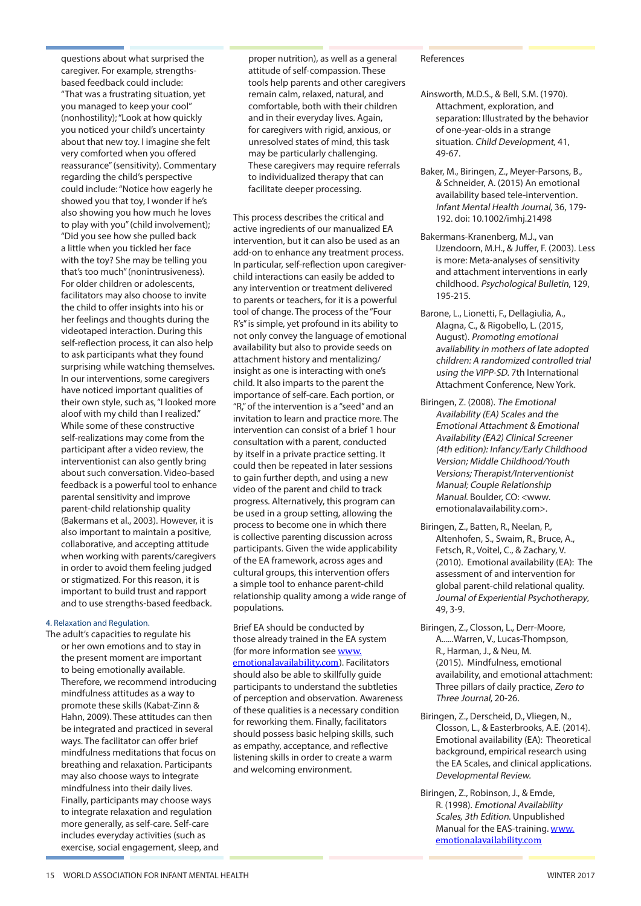questions about what surprised the caregiver. For example, strengths-based feedback could include: "That was a frustrating situation, yet you managed to keep your cool" (nonhostility); "Look at how quickly you noticed your child's uncertainty about that new toy. I imagine she felt very comforted when you offered reassurance" (sensitivity). Commentary regarding the child's perspective could include: "Notice how eagerly he showed you that toy, I wonder if he's also showing you how much he loves to play with you" (child involvement); "Did you see how she pulled back a little when you tickled her face with the toy? She may be telling you that's too much" (nonintrusiveness). For older children or adolescents, facilitators may also choose to invite the child to offer insights into his or her feelings and thoughts during the videotaped interaction. During this self-reflection process, it can also help to ask participants what they found surprising while watching themselves. In our interventions, some caregivers have noticed important qualities of their own style, such as, "I looked more aloof with my child than I realized." While some of these constructive self-realizations may come from the participant after a video review, the interventionist can also gently bring about such conversation. Video-based feedback is a powerful tool to enhance parental sensitivity and improve parent-child relationship quality (Bakermans et al., 2003). However, it is also important to maintain a positive, collaborative, and accepting attitude when working with parents/caregivers in order to avoid them feeling judged or stigmatized. For this reason, it is important to build trust and rapport and to use strengths-based feedback.

#### 4. Relaxation and Regulation.

The adult's capacities to regulate his or her own emotions and to stay in the present moment are important to being emotionally available. Therefore, we recommend introducing mindfulness attitudes as a way to promote these skills (Kabat-Zinn & Hahn, 2009). These attitudes can then be integrated and practiced in several ways. The facilitator can offer brief mindfulness meditations that focus on breathing and relaxation. Participants may also choose ways to integrate mindfulness into their daily lives. Finally, participants may choose ways to integrate relaxation and regulation more generally, as self-care. Self-care includes everyday activities (such as exercise, social engagement, sleep, and proper nutrition), as well as a general attitude of self-compassion. These tools help parents and other caregivers remain calm, relaxed, natural, and comfortable, both with their children and in their everyday lives. Again, for caregivers with rigid, anxious, or unresolved states of mind, this task may be particularly challenging. These caregivers may require referrals to individualized therapy that can facilitate deeper processing.

This process describes the critical and active ingredients of our manualized EA intervention, but it can also be used as an add-on to enhance any treatment process. In particular, self-reflection upon caregiver-child interactions can easily be added to any intervention or treatment delivered to parents or teachers, for it is a powerful tool of change. The process of the "Four R's" is simple, yet profound in its ability to not only convey the language of emotional availability but also to provide seeds on attachment history and mentalizing/insight as one is interacting with one's child. It also imparts to the parent the importance of self-care. Each portion, or "R," of the intervention is a "seed" and an invitation to learn and practice more. The intervention can consist of a brief 1 hour consultation with a parent, conducted by itself in a private practice setting. It could then be repeated in later sessions to gain further depth, and using a new video of the parent and child to track progress. Alternatively, this program can be used in a group setting, allowing the process to become one in which there is collective parenting discussion across participants. Given the wide applicability of the EA framework, across ages and cultural groups, this intervention offers a simple tool to enhance parent-child relationship quality among a wide range of populations.

Brief EA should be conducted by those already trained in the EA system (for more information see www.emotionalavailability.com). Facilitators should also be able to skillfully guide participants to understand the subtleties of perception and observation. Awareness of these qualities is a necessary condition for reworking them. Finally, facilitators should possess basic helping skills, such as empathy, acceptance, and reflective listening skills in order to create a warm and welcoming environment.

## References

Ainsworth, M.D.S., & Bell, S.M. (1970). Attachment, exploration, and separation: Illustrated by the behavior of one-year-olds in a strange situation. *Child Development,* 41, 49-67.

Baker, M., Biringen, Z., Meyer-Parsons, B., & Schneider, A. (2015) An emotional availability based tele-intervention. *Infant Mental Health Journal*, 36, 179-192. doi: 10.1002/imhj.21498

Bakermans-Kranenberg, M.J., van IJzendoorn, M.H., & Juffer, F. (2003). Less is more: Meta-analyses of sensitivity and attachment interventions in early childhood. *Psychological Bulletin*, 129, 195-215.

Barone, L., Lionetti, F., Dellagiulia, A., Alagna, C., & Rigobello, L. (2015, August). *Promoting emotional availability in mothers of late adopted children: A randomized controlled trial using the VIPP-SD.* 7th International Attachment Conference, New York.

Biringen, Z. (2008). *The Emotional Availability (EA) Scales and the Emotional Attachment & Emotional Availability (EA2) Clinical Screener (4th edition): Infancy/Early Childhood Version; Middle Childhood/Youth Versions; Therapist/Interventionist Manual; Couple Relationship Manual.* Boulder, CO: <www.emotionalavailability.com>.

Biringen, Z., Batten, R., Neelan, P., Altenhofen, S., Swaim, R., Bruce, A., Fetsch, R., Voitel, C., & Zachary, V. (2010). Emotional availability (EA): The assessment of and intervention for global parent-child relational quality. *Journal of Experiential Psychotherapy*, 49, 3-9.

Biringen, Z., Closson, L., Derr-Moore, A......Warren, V., Lucas-Thompson, R., Harman, J., & Neu, M. (2015). Mindfulness, emotional availability, and emotional attachment: Three pillars of daily practice, *Zero to Three Journal*, 20-26.

Biringen, Z., Derscheid, D., Vliegen, N., Closson, L., & Easterbrooks, A.E. (2014). Emotional availability (EA): Theoretical background, empirical research using the EA Scales, and clinical applications. *Developmental Review.*

Biringen, Z., Robinson, J., & Emde, R. (1998). *Emotional Availability Scales, 3th Edition.* Unpublished Manual for the EAS-training. www.emotionalavailability.com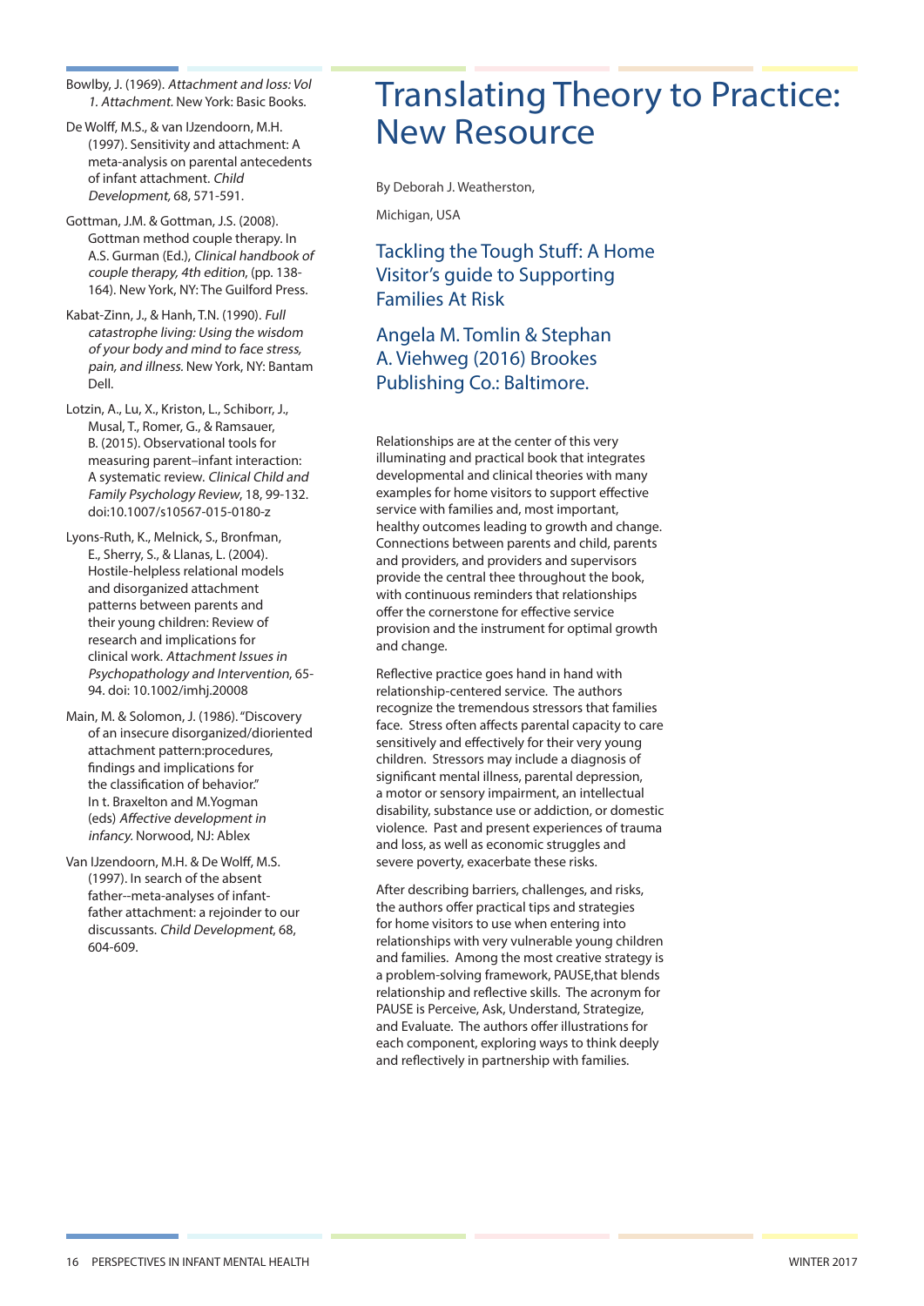Bowlby, J. (1969). *Attachment and loss: Vol 1. Attachment.* New York: Basic Books.

De Wolff, M.S., & van IJzendoorn, M.H. (1997). Sensitivity and attachment: A meta-analysis on parental antecedents of infant attachment. *Child Development,* 68, 571-591.

Gottman, J.M. & Gottman, J.S. (2008). Gottman method couple therapy. In A.S. Gurman (Ed.), *Clinical handbook of couple therapy, 4th edition,* (pp. 138-164). New York, NY: The Guilford Press.

Kabat-Zinn, J., & Hanh, T.N. (1990). *Full catastrophe living: Using the wisdom of your body and mind to face stress, pain, and illness.* New York, NY: Bantam Dell.

Lotzin, A., Lu, X., Kriston, L., Schiborr, J., Musal, T., Romer, G., & Ramsauer, B. (2015). Observational tools for measuring parent–infant interaction: A systematic review. *Clinical Child and Family Psychology Review*, 18, 99-132. doi:10.1007/s10567-015-0180-z

Lyons-Ruth, K., Melnick, S., Bronfman, E., Sherry, S., & Llanas, L. (2004). Hostile-helpless relational models and disorganized attachment patterns between parents and their young children: Review of research and implications for clinical work. *Attachment Issues in Psychopathology and Intervention*, 65-94. doi: 10.1002/imhj.20008

Main, M. & Solomon, J. (1986). "Discovery of an insecure disorganized/dioriented attachment pattern:procedures, findings and implications for the classification of behavior." In t. Braxelton and M.Yogman (eds) *Affective development in infancy.* Norwood, NJ: Ablex

Van IJzendoorn, M.H. & De Wolff, M.S. (1997). In search of the absent father--meta-analyses of infant-father attachment: a rejoinder to our discussants. *Child Development*, 68, 604-609.

# Translating Theory to Practice: New Resource

By Deborah J. Weatherston,

Michigan, USA

## Tackling the Tough Stuff: A Home Visitor's guide to Supporting Families At Risk

## Angela M. Tomlin & Stephan A. Viehweg (2016) Brookes Publishing Co.: Baltimore.

Relationships are at the center of this very illuminating and practical book that integrates developmental and clinical theories with many examples for home visitors to support effective service with families and, most important, healthy outcomes leading to growth and change. Connections between parents and child, parents and providers, and providers and supervisors provide the central thee throughout the book, with continuous reminders that relationships offer the cornerstone for effective service provision and the instrument for optimal growth and change.

Reflective practice goes hand in hand with relationship-centered service. The authors recognize the tremendous stressors that families face. Stress often affects parental capacity to care sensitively and effectively for their very young children. Stressors may include a diagnosis of significant mental illness, parental depression, a motor or sensory impairment, an intellectual disability, substance use or addiction, or domestic violence. Past and present experiences of trauma and loss, as well as economic struggles and severe poverty, exacerbate these risks.

After describing barriers, challenges, and risks, the authors offer practical tips and strategies for home visitors to use when entering into relationships with very vulnerable young children and families. Among the most creative strategy is a problem-solving framework, PAUSE,that blends relationship and reflective skills. The acronym for PAUSE is Perceive, Ask, Understand, Strategize, and Evaluate. The authors offer illustrations for each component, exploring ways to think deeply and reflectively in partnership with families.